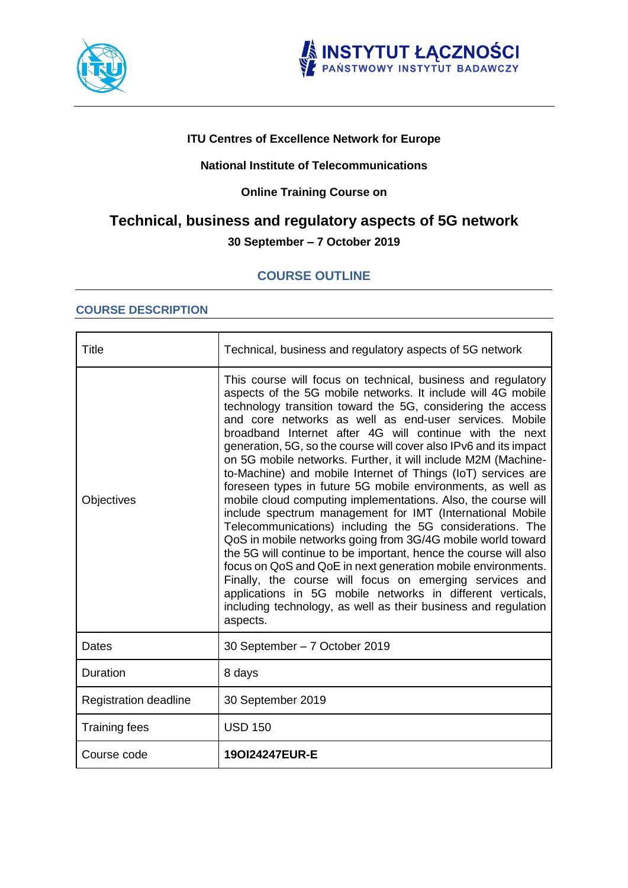**ITU Centres of Excellence Network for Europe**

**National Institute of Telecommunications**

**Online Training Course on**

# Technical, business and regulatory aspects of 5G network

**30 September – 7 October 2019**

## COURSE OUTLINE

### COURSE DESCRIPTION

| Title | Technical, business and regulatory aspects of 5G network |
|---|---|
| Objectives | This course will focus on technical, business and regulatory aspects of the 5G mobile networks. It include will 4G mobile technology transition toward the 5G, considering the access and core networks as well as end-user services. Mobile broadband Internet after 4G will continue with the next generation, 5G, so the course will cover also IPv6 and its impact on 5G mobile networks. Further, it will include M2M (Machine-to-Machine) and mobile Internet of Things (IoT) services are foreseen types in future 5G mobile environments, as well as mobile cloud computing implementations. Also, the course will include spectrum management for IMT (International Mobile Telecommunications) including the 5G considerations. The QoS in mobile networks going from 3G/4G mobile world toward the 5G will continue to be important, hence the course will also focus on QoS and QoE in next generation mobile environments. Finally, the course will focus on emerging services and applications in 5G mobile networks in different verticals, including technology, as well as their business and regulation aspects. |
| Dates | 30 September – 7 October 2019 |
| Duration | 8 days |
| Registration deadline | 30 September 2019 |
| Training fees | USD 150 |
| Course code | **19OI24247EUR-E** |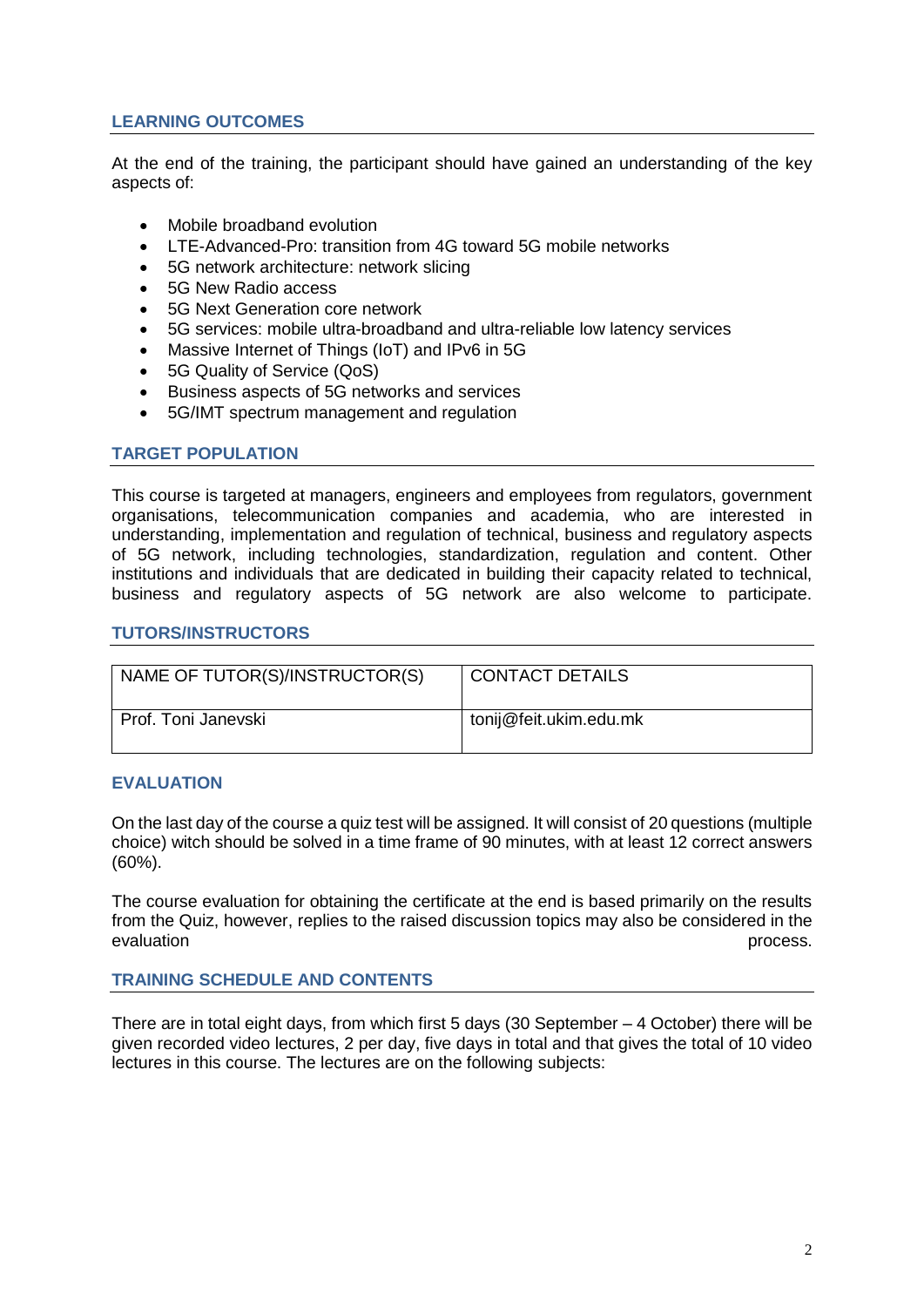## LEARNING OUTCOMES

At the end of the training, the participant should have gained an understanding of the key aspects of:

- Mobile broadband evolution
- LTE-Advanced-Pro: transition from 4G toward 5G mobile networks
- 5G network architecture: network slicing
- 5G New Radio access
- 5G Next Generation core network
- 5G services: mobile ultra-broadband and ultra-reliable low latency services
- Massive Internet of Things (IoT) and IPv6 in 5G
- 5G Quality of Service (QoS)
- Business aspects of 5G networks and services
- 5G/IMT spectrum management and regulation

## TARGET POPULATION

This course is targeted at managers, engineers and employees from regulators, government organisations, telecommunication companies and academia, who are interested in understanding, implementation and regulation of technical, business and regulatory aspects of 5G network, including technologies, standardization, regulation and content. Other institutions and individuals that are dedicated in building their capacity related to technical, business and regulatory aspects of 5G network are also welcome to participate.

## TUTORS/INSTRUCTORS

| NAME OF TUTOR(S)/INSTRUCTOR(S) | CONTACT DETAILS |
|---|---|
| Prof. Toni Janevski | tonij@feit.ukim.edu.mk |

## EVALUATION

On the last day of the course a quiz test will be assigned. It will consist of 20 questions (multiple choice) witch should be solved in a time frame of 90 minutes, with at least 12 correct answers (60%).

The course evaluation for obtaining the certificate at the end is based primarily on the results from the Quiz, however, replies to the raised discussion topics may also be considered in the evaluation process.

## TRAINING SCHEDULE AND CONTENTS

There are in total eight days, from which first 5 days (30 September – 4 October) there will be given recorded video lectures, 2 per day, five days in total and that gives the total of 10 video lectures in this course. The lectures are on the following subjects: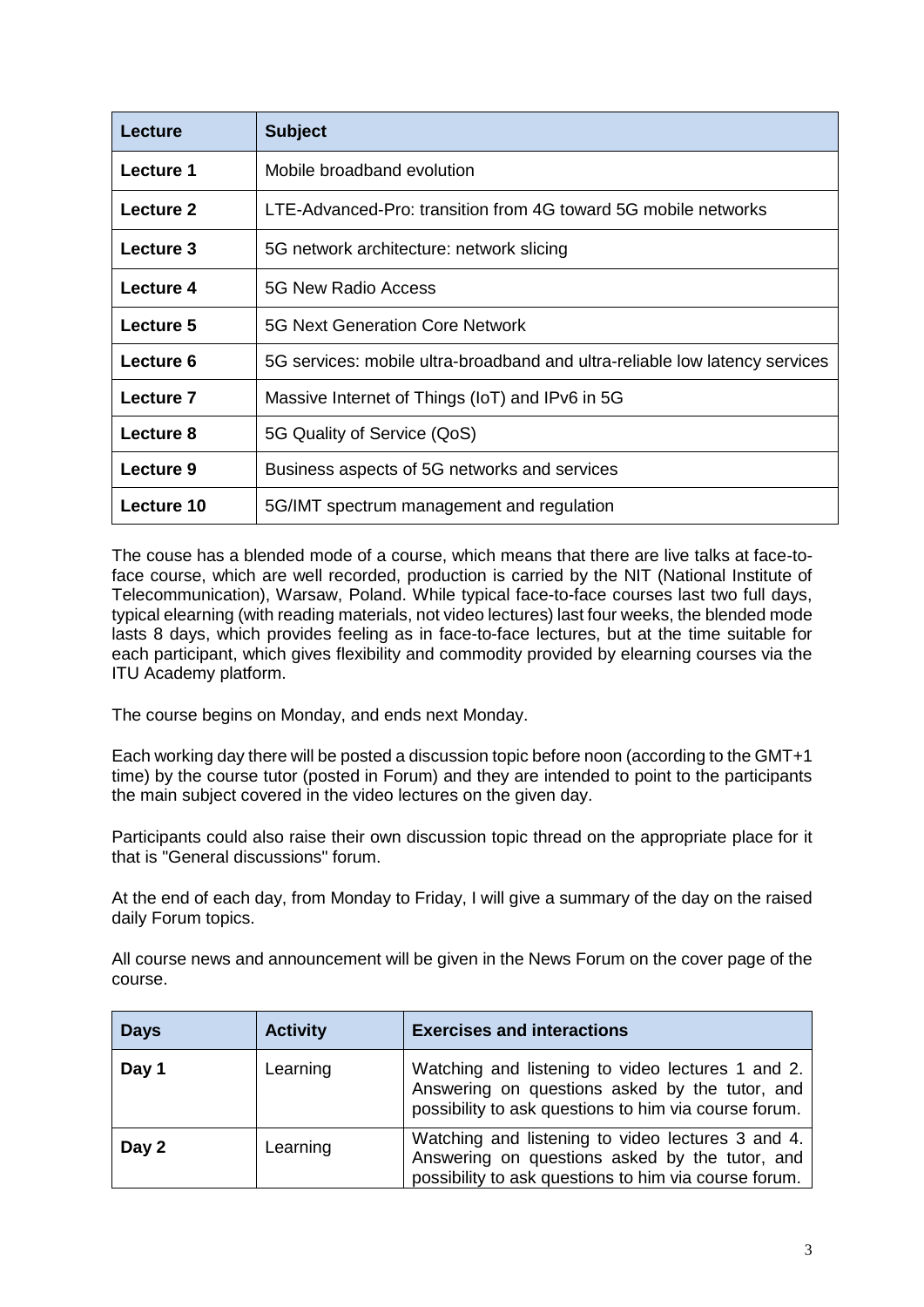| Lecture | Subject |
| --- | --- |
| **Lecture 1** | Mobile broadband evolution |
| **Lecture 2** | LTE-Advanced-Pro: transition from 4G toward 5G mobile networks |
| **Lecture 3** | 5G network architecture: network slicing |
| **Lecture 4** | 5G New Radio Access |
| **Lecture 5** | 5G Next Generation Core Network |
| **Lecture 6** | 5G services: mobile ultra-broadband and ultra-reliable low latency services |
| **Lecture 7** | Massive Internet of Things (IoT) and IPv6 in 5G |
| **Lecture 8** | 5G Quality of Service (QoS) |
| **Lecture 9** | Business aspects of 5G networks and services |
| **Lecture 10** | 5G/IMT spectrum management and regulation |

The couse has a blended mode of a course, which means that there are live talks at face-to-face course, which are well recorded, production is carried by the NIT (National Institute of Telecommunication), Warsaw, Poland. While typical face-to-face courses last two full days, typical elearning (with reading materials, not video lectures) last four weeks, the blended mode lasts 8 days, which provides feeling as in face-to-face lectures, but at the time suitable for each participant, which gives flexibility and commodity provided by elearning courses via the ITU Academy platform.

The course begins on Monday, and ends next Monday.

Each working day there will be posted a discussion topic before noon (according to the GMT+1 time) by the course tutor (posted in Forum) and they are intended to point to the participants the main subject covered in the video lectures on the given day.

Participants could also raise their own discussion topic thread on the appropriate place for it that is "General discussions" forum.

At the end of each day, from Monday to Friday, I will give a summary of the day on the raised daily Forum topics.

All course news and announcement will be given in the News Forum on the cover page of the course.

| Days | Activity | Exercises and interactions |
| --- | --- | --- |
| **Day 1** | Learning | Watching and listening to video lectures 1 and 2. Answering on questions asked by the tutor, and possibility to ask questions to him via course forum. |
| **Day 2** | Learning | Watching and listening to video lectures 3 and 4. Answering on questions asked by the tutor, and possibility to ask questions to him via course forum. |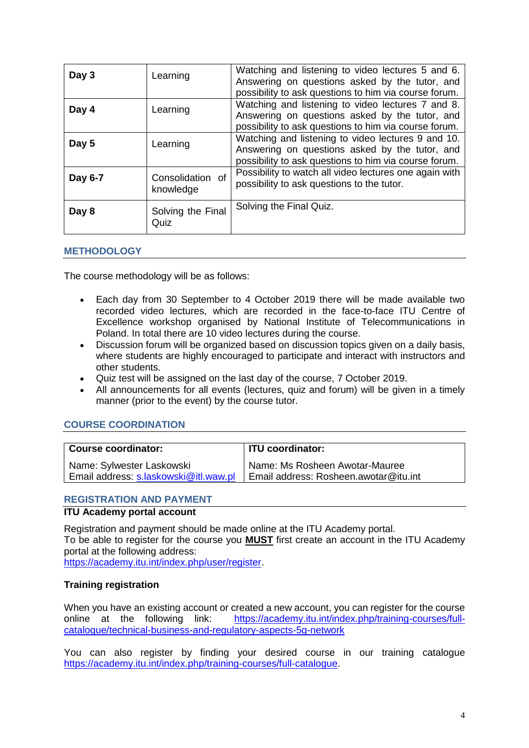| | | |
|---|---|---|
| **Day 3** | Learning | Watching and listening to video lectures 5 and 6. Answering on questions asked by the tutor, and possibility to ask questions to him via course forum. |
| **Day 4** | Learning | Watching and listening to video lectures 7 and 8. Answering on questions asked by the tutor, and possibility to ask questions to him via course forum. |
| **Day 5** | Learning | Watching and listening to video lectures 9 and 10. Answering on questions asked by the tutor, and possibility to ask questions to him via course forum. |
| **Day 6-7** | Consolidation of knowledge | Possibility to watch all video lectures one again with possibility to ask questions to the tutor. |
| **Day 8** | Solving the Final Quiz | Solving the Final Quiz. |

## METHODOLOGY

The course methodology will be as follows:

- Each day from 30 September to 4 October 2019 there will be made available two recorded video lectures, which are recorded in the face-to-face ITU Centre of Excellence workshop organised by National Institute of Telecommunications in Poland. In total there are 10 video lectures during the course.
- Discussion forum will be organized based on discussion topics given on a daily basis, where students are highly encouraged to participate and interact with instructors and other students.
- Quiz test will be assigned on the last day of the course, 7 October 2019.
- All announcements for all events (lectures, quiz and forum) will be given in a timely manner (prior to the event) by the course tutor.

## COURSE COORDINATION

| **Course coordinator:** | **ITU coordinator:** |
|---|---|
| Name: Sylwester Laskowski<br>Email address: s.laskowski@itl.waw.pl | Name: Ms Rosheen Awotar-Mauree<br>Email address: Rosheen.awotar@itu.int |

## REGISTRATION AND PAYMENT

**ITU Academy portal account**

Registration and payment should be made online at the ITU Academy portal.
To be able to register for the course you **MUST** first create an account in the ITU Academy portal at the following address:
https://academy.itu.int/index.php/user/register.

**Training registration**

When you have an existing account or created a new account, you can register for the course online at the following link: https://academy.itu.int/index.php/training-courses/full-catalogue/technical-business-and-regulatory-aspects-5g-network

You can also register by finding your desired course in our training catalogue https://academy.itu.int/index.php/training-courses/full-catalogue.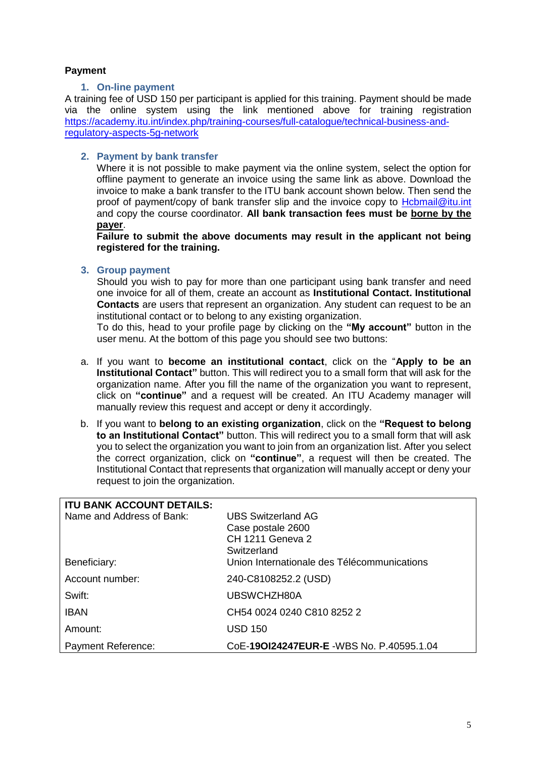**Payment**

### 1. On-line payment

A training fee of USD 150 per participant is applied for this training. Payment should be made via the online system using the link mentioned above for training registration https://academy.itu.int/index.php/training-courses/full-catalogue/technical-business-and-regulatory-aspects-5g-network

### 2. Payment by bank transfer

Where it is not possible to make payment via the online system, select the option for offline payment to generate an invoice using the same link as above. Download the invoice to make a bank transfer to the ITU bank account shown below. Then send the proof of payment/copy of bank transfer slip and the invoice copy to Hcbmail@itu.int and copy the course coordinator. **All bank transaction fees must be borne by the payer**.

**Failure to submit the above documents may result in the applicant not being registered for the training.**

### 3. Group payment

Should you wish to pay for more than one participant using bank transfer and need one invoice for all of them, create an account as **Institutional Contact. Institutional Contacts** are users that represent an organization. Any student can request to be an institutional contact or to belong to any existing organization.

To do this, head to your profile page by clicking on the **"My account"** button in the user menu. At the bottom of this page you should see two buttons:

a. If you want to **become an institutional contact**, click on the "**Apply to be an Institutional Contact"** button. This will redirect you to a small form that will ask for the organization name. After you fill the name of the organization you want to represent, click on **"continue"** and a request will be created. An ITU Academy manager will manually review this request and accept or deny it accordingly.

b. If you want to **belong to an existing organization**, click on the **"Request to belong to an Institutional Contact"** button. This will redirect you to a small form that will ask you to select the organization you want to join from an organization list. After you select the correct organization, click on **"continue"**, a request will then be created. The Institutional Contact that represents that organization will manually accept or deny your request to join the organization.

| **ITU BANK ACCOUNT DETAILS:** | |
|---|---|
| Name and Address of Bank: | UBS Switzerland AG<br>Case postale 2600<br>CH 1211 Geneva 2<br>Switzerland |
| Beneficiary: | Union Internationale des Télécommunications |
| Account number: | 240-C8108252.2 (USD) |
| Swift: | UBSWCHZH80A |
| IBAN | CH54 0024 0240 C810 8252 2 |
| Amount: | USD 150 |
| Payment Reference: | CoE-**19OI24247EUR-E** -WBS No. P.40595.1.04 |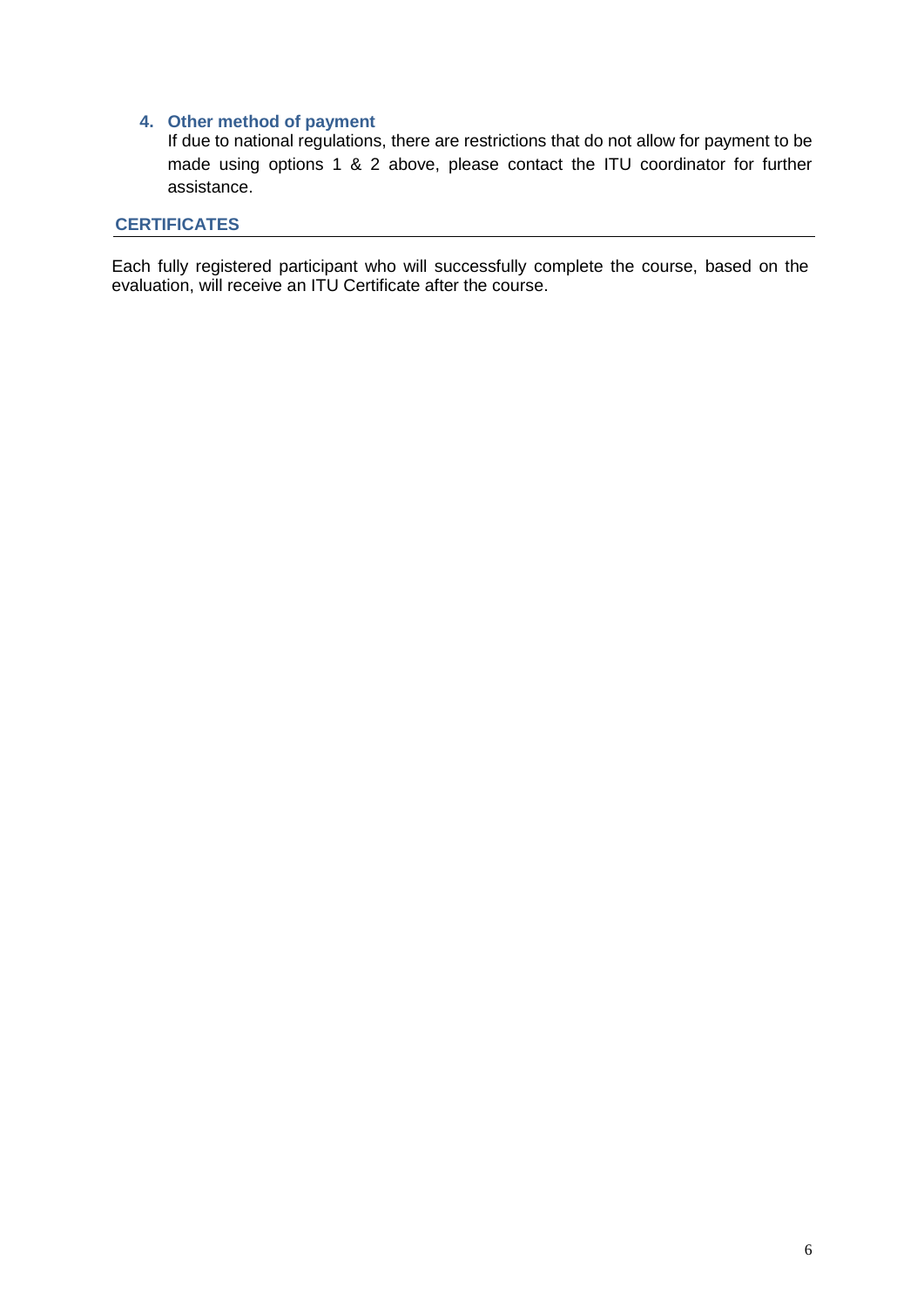4. **Other method of payment**

   If due to national regulations, there are restrictions that do not allow for payment to be made using options 1 & 2 above, please contact the ITU coordinator for further assistance.

## CERTIFICATES

Each fully registered participant who will successfully complete the course, based on the evaluation, will receive an ITU Certificate after the course.